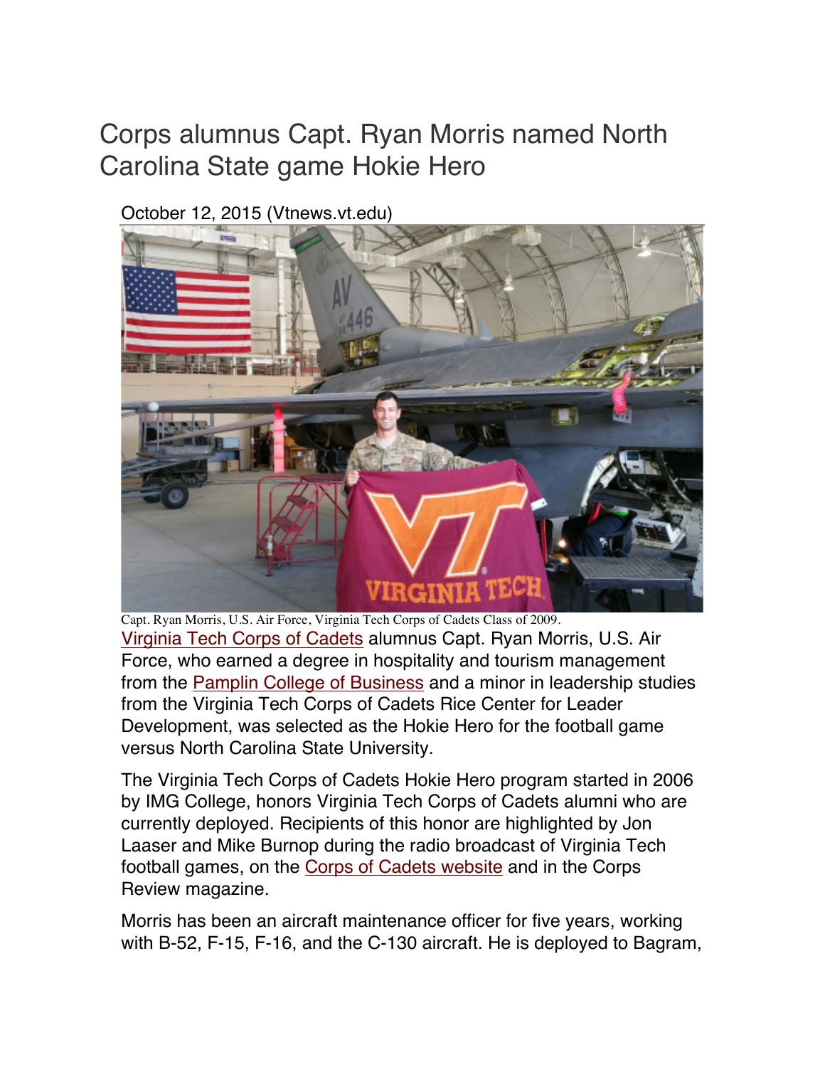# Corps alumnus Capt. Ryan Morris named North Carolina State game Hokie Hero

October 12, 2015 (Vtnews.vt.edu)

Capt. Ryan Morris, U.S. Air Force, Virginia Tech Corps of Cadets Class of 2009.

Virginia Tech Corps of Cadets alumnus Capt. Ryan Morris, U.S. Air Force, who earned a degree in hospitality and tourism management from the Pamplin College of Business and a minor in leadership studies from the Virginia Tech Corps of Cadets Rice Center for Leader Development, was selected as the Hokie Hero for the football game versus North Carolina State University.

The Virginia Tech Corps of Cadets Hokie Hero program started in 2006 by IMG College, honors Virginia Tech Corps of Cadets alumni who are currently deployed. Recipients of this honor are highlighted by Jon Laaser and Mike Burnop during the radio broadcast of Virginia Tech football games, on the Corps of Cadets website and in the Corps Review magazine.

Morris has been an aircraft maintenance officer for five years, working with B-52, F-15, F-16, and the C-130 aircraft. He is deployed to Bagram,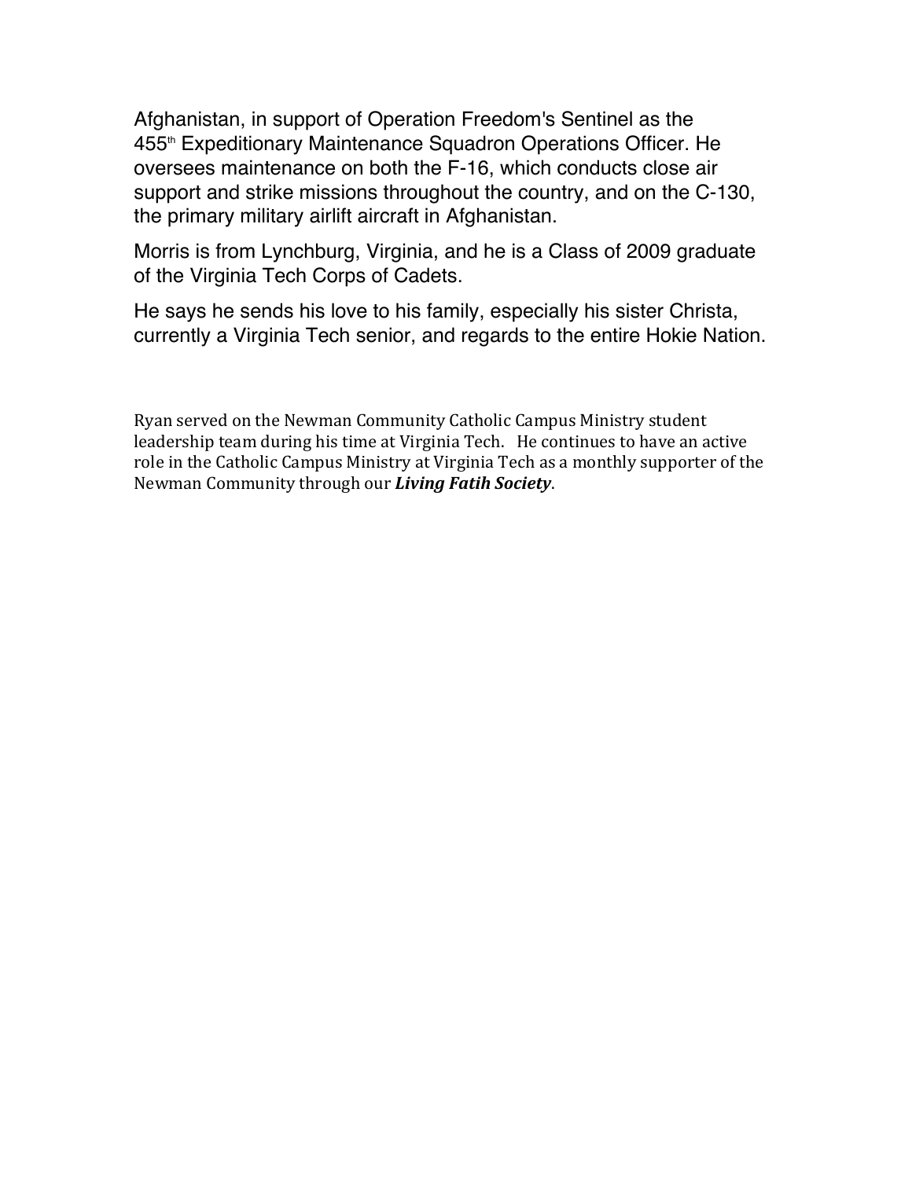Afghanistan, in support of Operation Freedom's Sentinel as the 455th Expeditionary Maintenance Squadron Operations Officer. He oversees maintenance on both the F-16, which conducts close air support and strike missions throughout the country, and on the C-130, the primary military airlift aircraft in Afghanistan.

Morris is from Lynchburg, Virginia, and he is a Class of 2009 graduate of the Virginia Tech Corps of Cadets.

He says he sends his love to his family, especially his sister Christa, currently a Virginia Tech senior, and regards to the entire Hokie Nation.

Ryan served on the Newman Community Catholic Campus Ministry student leadership team during his time at Virginia Tech. He continues to have an active role in the Catholic Campus Ministry at Virginia Tech as a monthly supporter of the Newman Community through our ***Living Fatih Society***.